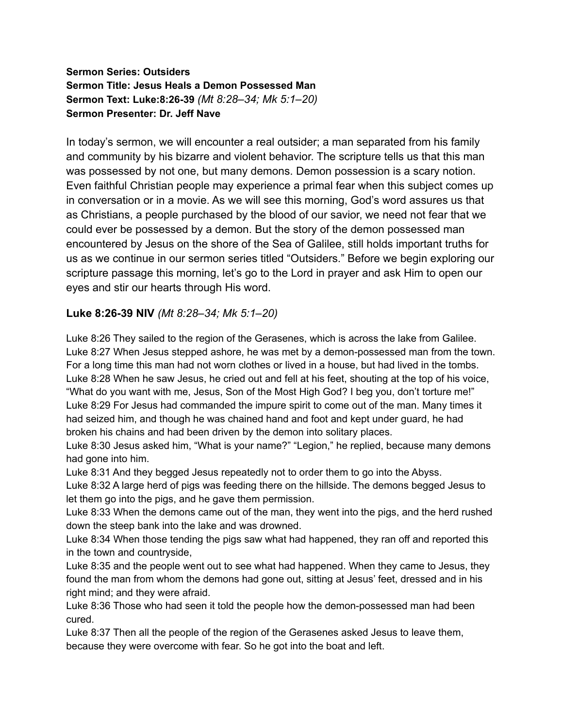**Sermon Series: Outsiders**
**Sermon Title: Jesus Heals a Demon Possessed Man**
**Sermon Text: Luke:8:26-39** *(Mt 8:28–34; Mk 5:1–20)*
**Sermon Presenter: Dr. Jeff Nave**

In today's sermon, we will encounter a real outsider; a man separated from his family and community by his bizarre and violent behavior. The scripture tells us that this man was possessed by not one, but many demons. Demon possession is a scary notion. Even faithful Christian people may experience a primal fear when this subject comes up in conversation or in a movie. As we will see this morning, God's word assures us that as Christians, a people purchased by the blood of our savior, we need not fear that we could ever be possessed by a demon. But the story of the demon possessed man encountered by Jesus on the shore of the Sea of Galilee, still holds important truths for us as we continue in our sermon series titled "Outsiders." Before we begin exploring our scripture passage this morning, let's go to the Lord in prayer and ask Him to open our eyes and stir our hearts through His word.

**Luke 8:26-39 NIV** *(Mt 8:28–34; Mk 5:1–20)*

Luke 8:26 They sailed to the region of the Gerasenes, which is across the lake from Galilee.
Luke 8:27 When Jesus stepped ashore, he was met by a demon-possessed man from the town. For a long time this man had not worn clothes or lived in a house, but had lived in the tombs.
Luke 8:28 When he saw Jesus, he cried out and fell at his feet, shouting at the top of his voice, "What do you want with me, Jesus, Son of the Most High God? I beg you, don't torture me!"
Luke 8:29 For Jesus had commanded the impure spirit to come out of the man. Many times it had seized him, and though he was chained hand and foot and kept under guard, he had broken his chains and had been driven by the demon into solitary places.
Luke 8:30 Jesus asked him, "What is your name?" "Legion," he replied, because many demons had gone into him.
Luke 8:31 And they begged Jesus repeatedly not to order them to go into the Abyss.
Luke 8:32 A large herd of pigs was feeding there on the hillside. The demons begged Jesus to let them go into the pigs, and he gave them permission.
Luke 8:33 When the demons came out of the man, they went into the pigs, and the herd rushed down the steep bank into the lake and was drowned.
Luke 8:34 When those tending the pigs saw what had happened, they ran off and reported this in the town and countryside,
Luke 8:35 and the people went out to see what had happened. When they came to Jesus, they found the man from whom the demons had gone out, sitting at Jesus' feet, dressed and in his right mind; and they were afraid.
Luke 8:36 Those who had seen it told the people how the demon-possessed man had been cured.
Luke 8:37 Then all the people of the region of the Gerasenes asked Jesus to leave them, because they were overcome with fear. So he got into the boat and left.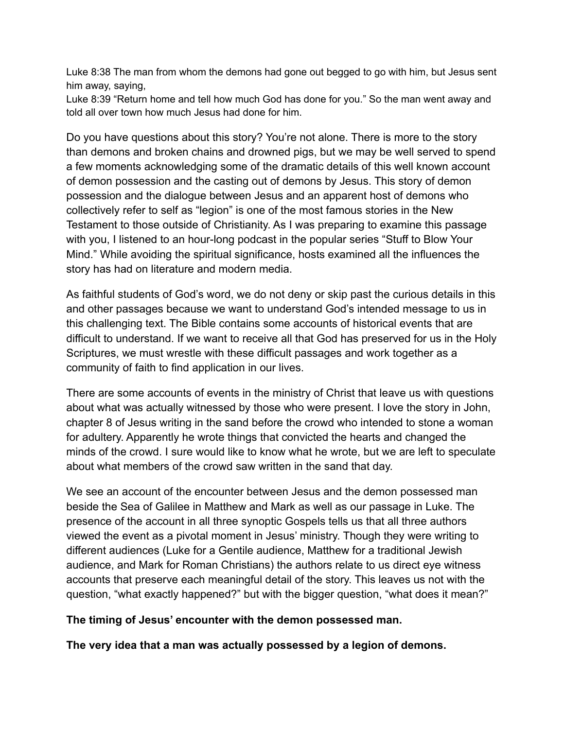Luke 8:38 The man from whom the demons had gone out begged to go with him, but Jesus sent him away, saying,

Luke 8:39 “Return home and tell how much God has done for you.” So the man went away and told all over town how much Jesus had done for him.

Do you have questions about this story? You’re not alone. There is more to the story than demons and broken chains and drowned pigs, but we may be well served to spend a few moments acknowledging some of the dramatic details of this well known account of demon possession and the casting out of demons by Jesus. This story of demon possession and the dialogue between Jesus and an apparent host of demons who collectively refer to self as “legion” is one of the most famous stories in the New Testament to those outside of Christianity. As I was preparing to examine this passage with you, I listened to an hour-long podcast in the popular series “Stuff to Blow Your Mind.” While avoiding the spiritual significance, hosts examined all the influences the story has had on literature and modern media.

As faithful students of God’s word, we do not deny or skip past the curious details in this and other passages because we want to understand God’s intended message to us in this challenging text. The Bible contains some accounts of historical events that are difficult to understand. If we want to receive all that God has preserved for us in the Holy Scriptures, we must wrestle with these difficult passages and work together as a community of faith to find application in our lives.

There are some accounts of events in the ministry of Christ that leave us with questions about what was actually witnessed by those who were present. I love the story in John, chapter 8 of Jesus writing in the sand before the crowd who intended to stone a woman for adultery. Apparently he wrote things that convicted the hearts and changed the minds of the crowd. I sure would like to know what he wrote, but we are left to speculate about what members of the crowd saw written in the sand that day.

We see an account of the encounter between Jesus and the demon possessed man beside the Sea of Galilee in Matthew and Mark as well as our passage in Luke. The presence of the account in all three synoptic Gospels tells us that all three authors viewed the event as a pivotal moment in Jesus’ ministry. Though they were writing to different audiences (Luke for a Gentile audience, Matthew for a traditional Jewish audience, and Mark for Roman Christians) the authors relate to us direct eye witness accounts that preserve each meaningful detail of the story. This leaves us not with the question, “what exactly happened?” but with the bigger question, “what does it mean?”

**The timing of Jesus’ encounter with the demon possessed man.**

**The very idea that a man was actually possessed by a legion of demons.**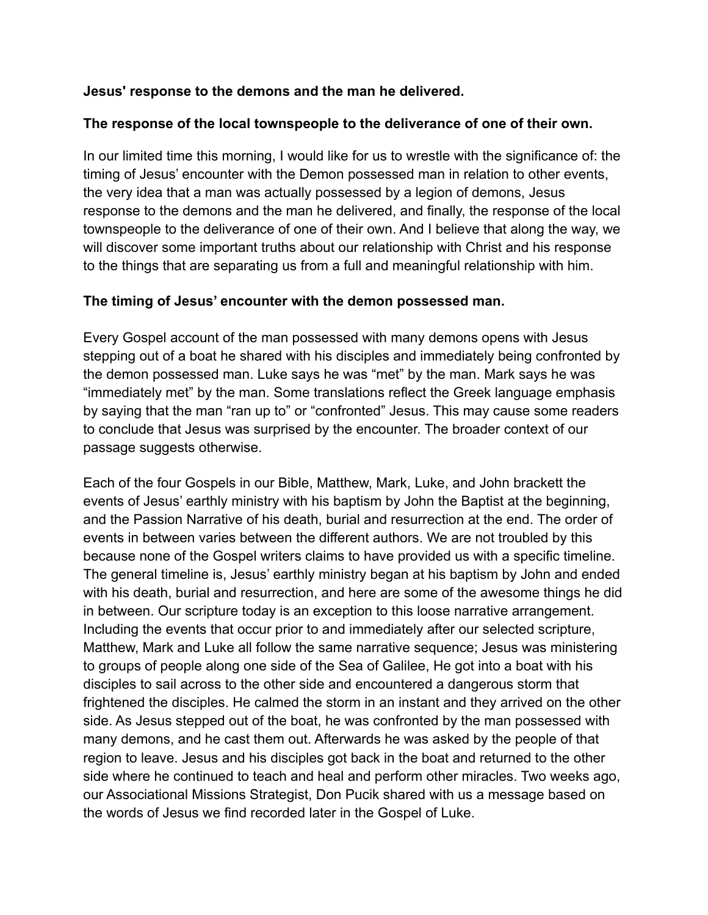**Jesus' response to the demons and the man he delivered.**

**The response of the local townspeople to the deliverance of one of their own.**

In our limited time this morning, I would like for us to wrestle with the significance of: the timing of Jesus' encounter with the Demon possessed man in relation to other events, the very idea that a man was actually possessed by a legion of demons, Jesus response to the demons and the man he delivered, and finally, the response of the local townspeople to the deliverance of one of their own. And I believe that along the way, we will discover some important truths about our relationship with Christ and his response to the things that are separating us from a full and meaningful relationship with him.

**The timing of Jesus' encounter with the demon possessed man.**

Every Gospel account of the man possessed with many demons opens with Jesus stepping out of a boat he shared with his disciples and immediately being confronted by the demon possessed man. Luke says he was "met" by the man. Mark says he was "immediately met" by the man. Some translations reflect the Greek language emphasis by saying that the man "ran up to" or "confronted" Jesus. This may cause some readers to conclude that Jesus was surprised by the encounter. The broader context of our passage suggests otherwise.

Each of the four Gospels in our Bible, Matthew, Mark, Luke, and John brackett the events of Jesus' earthly ministry with his baptism by John the Baptist at the beginning, and the Passion Narrative of his death, burial and resurrection at the end. The order of events in between varies between the different authors. We are not troubled by this because none of the Gospel writers claims to have provided us with a specific timeline. The general timeline is, Jesus' earthly ministry began at his baptism by John and ended with his death, burial and resurrection, and here are some of the awesome things he did in between. Our scripture today is an exception to this loose narrative arrangement. Including the events that occur prior to and immediately after our selected scripture, Matthew, Mark and Luke all follow the same narrative sequence; Jesus was ministering to groups of people along one side of the Sea of Galilee, He got into a boat with his disciples to sail across to the other side and encountered a dangerous storm that frightened the disciples. He calmed the storm in an instant and they arrived on the other side. As Jesus stepped out of the boat, he was confronted by the man possessed with many demons, and he cast them out. Afterwards he was asked by the people of that region to leave. Jesus and his disciples got back in the boat and returned to the other side where he continued to teach and heal and perform other miracles. Two weeks ago, our Associational Missions Strategist, Don Pucik shared with us a message based on the words of Jesus we find recorded later in the Gospel of Luke.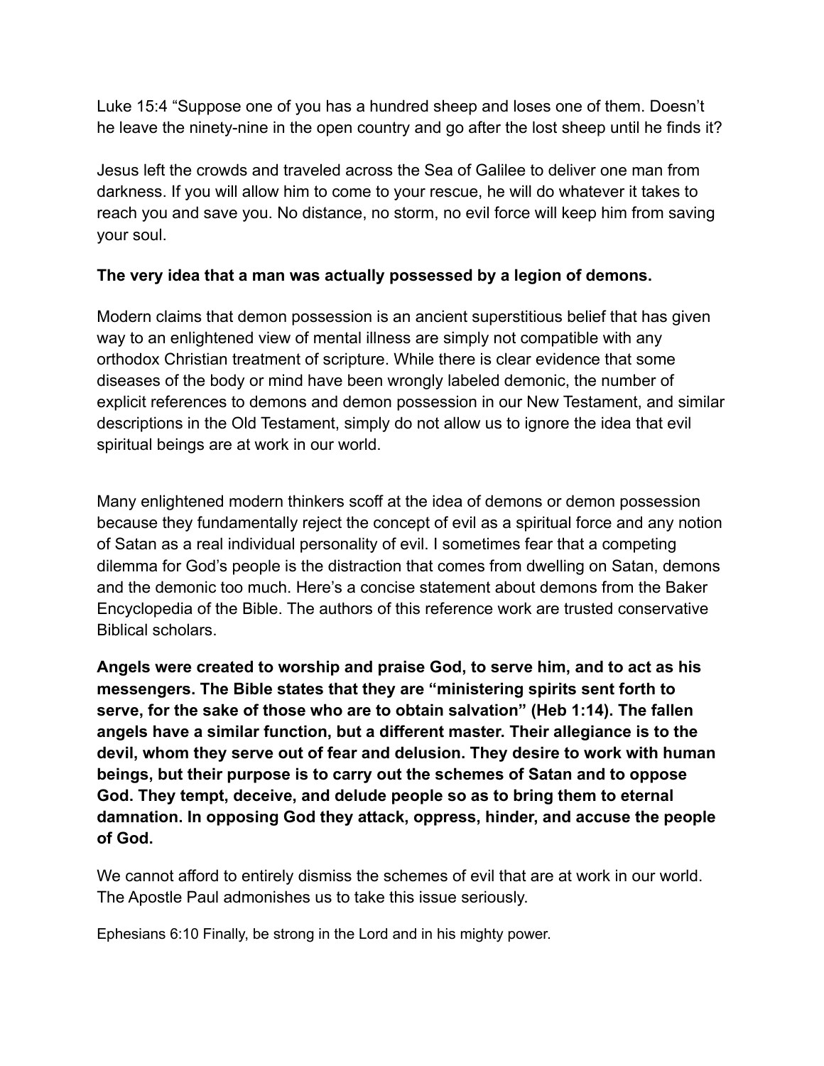Luke 15:4 “Suppose one of you has a hundred sheep and loses one of them. Doesn’t he leave the ninety-nine in the open country and go after the lost sheep until he finds it?

Jesus left the crowds and traveled across the Sea of Galilee to deliver one man from darkness. If you will allow him to come to your rescue, he will do whatever it takes to reach you and save you. No distance, no storm, no evil force will keep him from saving your soul.

**The very idea that a man was actually possessed by a legion of demons.**

Modern claims that demon possession is an ancient superstitious belief that has given way to an enlightened view of mental illness are simply not compatible with any orthodox Christian treatment of scripture. While there is clear evidence that some diseases of the body or mind have been wrongly labeled demonic, the number of explicit references to demons and demon possession in our New Testament, and similar descriptions in the Old Testament, simply do not allow us to ignore the idea that evil spiritual beings are at work in our world.

Many enlightened modern thinkers scoff at the idea of demons or demon possession because they fundamentally reject the concept of evil as a spiritual force and any notion of Satan as a real individual personality of evil. I sometimes fear that a competing dilemma for God’s people is the distraction that comes from dwelling on Satan, demons and the demonic too much. Here’s a concise statement about demons from the Baker Encyclopedia of the Bible. The authors of this reference work are trusted conservative Biblical scholars.

**Angels were created to worship and praise God, to serve him, and to act as his messengers. The Bible states that they are “ministering spirits sent forth to serve, for the sake of those who are to obtain salvation” (Heb 1:14). The fallen angels have a similar function, but a different master. Their allegiance is to the devil, whom they serve out of fear and delusion. They desire to work with human beings, but their purpose is to carry out the schemes of Satan and to oppose God. They tempt, deceive, and delude people so as to bring them to eternal damnation. In opposing God they attack, oppress, hinder, and accuse the people of God.**

We cannot afford to entirely dismiss the schemes of evil that are at work in our world. The Apostle Paul admonishes us to take this issue seriously.

Ephesians 6:10 Finally, be strong in the Lord and in his mighty power.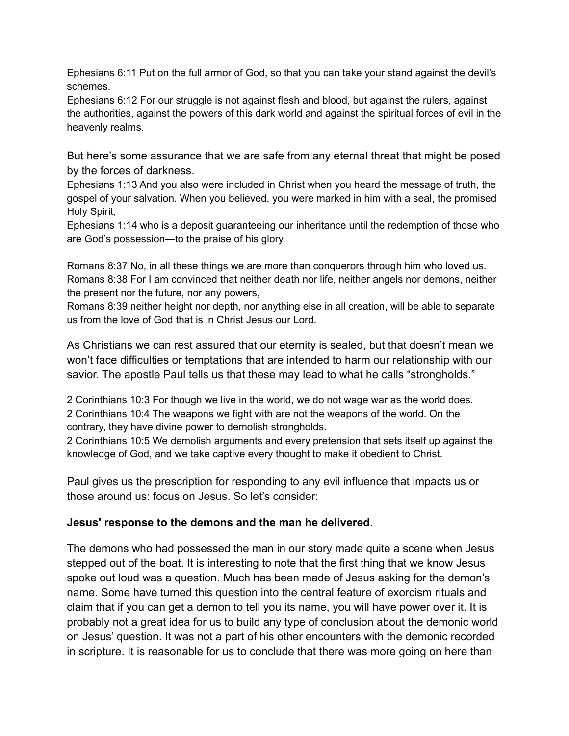Ephesians 6:11 Put on the full armor of God, so that you can take your stand against the devil's schemes.
Ephesians 6:12 For our struggle is not against flesh and blood, but against the rulers, against the authorities, against the powers of this dark world and against the spiritual forces of evil in the heavenly realms.

But here's some assurance that we are safe from any eternal threat that might be posed by the forces of darkness.
Ephesians 1:13 And you also were included in Christ when you heard the message of truth, the gospel of your salvation. When you believed, you were marked in him with a seal, the promised Holy Spirit,
Ephesians 1:14 who is a deposit guaranteeing our inheritance until the redemption of those who are God's possession—to the praise of his glory.

Romans 8:37 No, in all these things we are more than conquerors through him who loved us.
Romans 8:38 For I am convinced that neither death nor life, neither angels nor demons, neither the present nor the future, nor any powers,
Romans 8:39 neither height nor depth, nor anything else in all creation, will be able to separate us from the love of God that is in Christ Jesus our Lord.

As Christians we can rest assured that our eternity is sealed, but that doesn't mean we won't face difficulties or temptations that are intended to harm our relationship with our savior. The apostle Paul tells us that these may lead to what he calls "strongholds."

2 Corinthians 10:3 For though we live in the world, we do not wage war as the world does.
2 Corinthians 10:4 The weapons we fight with are not the weapons of the world. On the contrary, they have divine power to demolish strongholds.
2 Corinthians 10:5 We demolish arguments and every pretension that sets itself up against the knowledge of God, and we take captive every thought to make it obedient to Christ.

Paul gives us the prescription for responding to any evil influence that impacts us or those around us: focus on Jesus. So let's consider:

**Jesus' response to the demons and the man he delivered.**

The demons who had possessed the man in our story made quite a scene when Jesus stepped out of the boat. It is interesting to note that the first thing that we know Jesus spoke out loud was a question. Much has been made of Jesus asking for the demon's name. Some have turned this question into the central feature of exorcism rituals and claim that if you can get a demon to tell you its name, you will have power over it. It is probably not a great idea for us to build any type of conclusion about the demonic world on Jesus' question. It was not a part of his other encounters with the demonic recorded in scripture. It is reasonable for us to conclude that there was more going on here than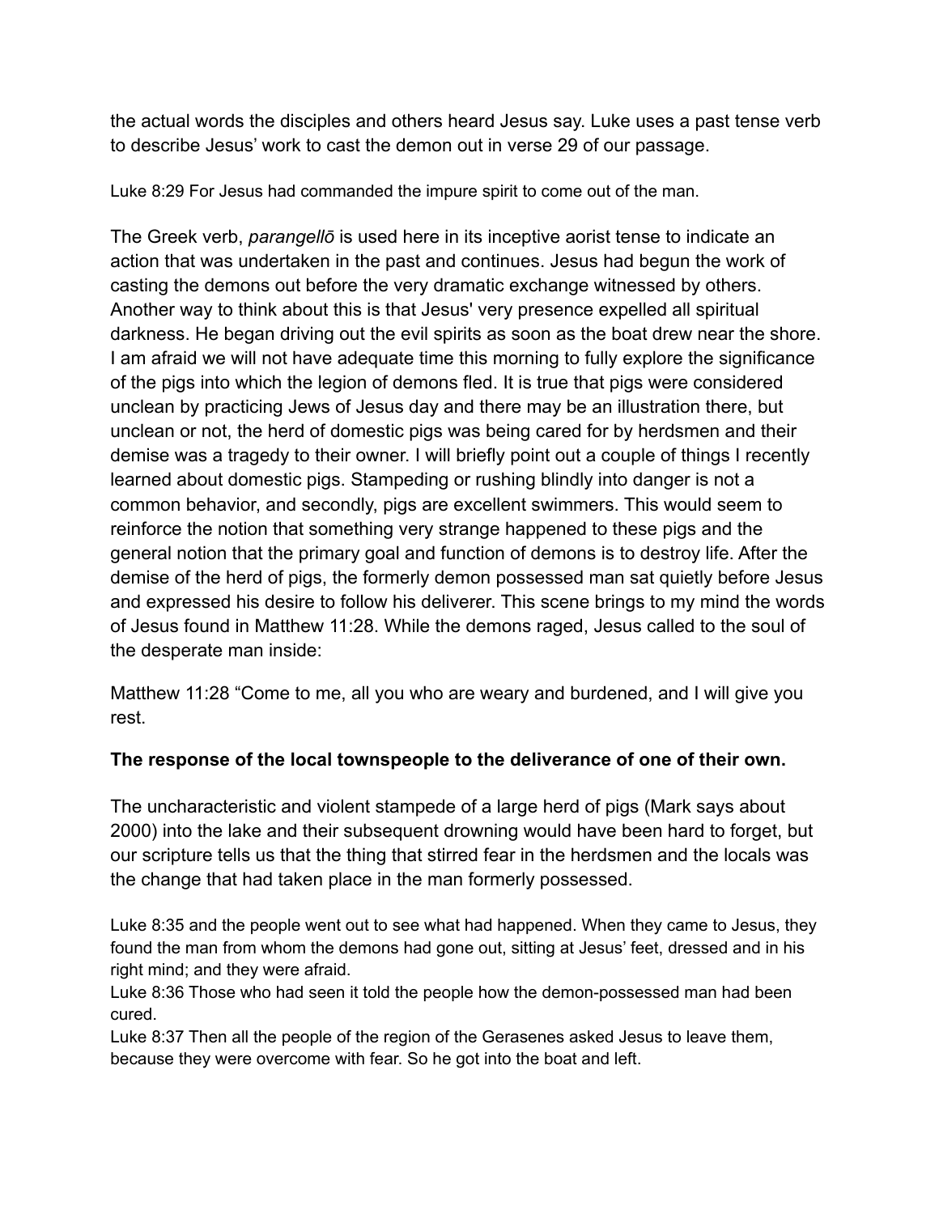the actual words the disciples and others heard Jesus say. Luke uses a past tense verb to describe Jesus' work to cast the demon out in verse 29 of our passage.

Luke 8:29 For Jesus had commanded the impure spirit to come out of the man.

The Greek verb, *parangellō* is used here in its inceptive aorist tense to indicate an action that was undertaken in the past and continues. Jesus had begun the work of casting the demons out before the very dramatic exchange witnessed by others. Another way to think about this is that Jesus' very presence expelled all spiritual darkness. He began driving out the evil spirits as soon as the boat drew near the shore. I am afraid we will not have adequate time this morning to fully explore the significance of the pigs into which the legion of demons fled. It is true that pigs were considered unclean by practicing Jews of Jesus day and there may be an illustration there, but unclean or not, the herd of domestic pigs was being cared for by herdsmen and their demise was a tragedy to their owner. I will briefly point out a couple of things I recently learned about domestic pigs. Stampeding or rushing blindly into danger is not a common behavior, and secondly, pigs are excellent swimmers. This would seem to reinforce the notion that something very strange happened to these pigs and the general notion that the primary goal and function of demons is to destroy life. After the demise of the herd of pigs, the formerly demon possessed man sat quietly before Jesus and expressed his desire to follow his deliverer. This scene brings to my mind the words of Jesus found in Matthew 11:28. While the demons raged, Jesus called to the soul of the desperate man inside:

Matthew 11:28 "Come to me, all you who are weary and burdened, and I will give you rest.

**The response of the local townspeople to the deliverance of one of their own.**

The uncharacteristic and violent stampede of a large herd of pigs (Mark says about 2000) into the lake and their subsequent drowning would have been hard to forget, but our scripture tells us that the thing that stirred fear in the herdsmen and the locals was the change that had taken place in the man formerly possessed.

Luke 8:35 and the people went out to see what had happened. When they came to Jesus, they found the man from whom the demons had gone out, sitting at Jesus' feet, dressed and in his right mind; and they were afraid.
Luke 8:36 Those who had seen it told the people how the demon-possessed man had been cured.
Luke 8:37 Then all the people of the region of the Gerasenes asked Jesus to leave them, because they were overcome with fear. So he got into the boat and left.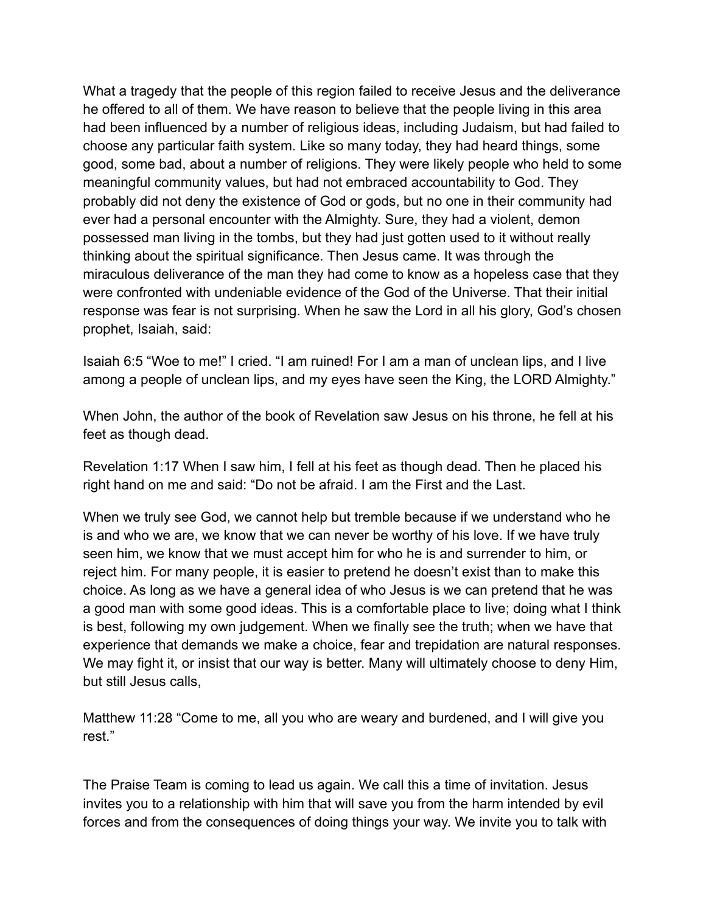What a tragedy that the people of this region failed to receive Jesus and the deliverance he offered to all of them. We have reason to believe that the people living in this area had been influenced by a number of religious ideas, including Judaism, but had failed to choose any particular faith system. Like so many today, they had heard things, some good, some bad, about a number of religions. They were likely people who held to some meaningful community values, but had not embraced accountability to God. They probably did not deny the existence of God or gods, but no one in their community had ever had a personal encounter with the Almighty. Sure, they had a violent, demon possessed man living in the tombs, but they had just gotten used to it without really thinking about the spiritual significance. Then Jesus came. It was through the miraculous deliverance of the man they had come to know as a hopeless case that they were confronted with undeniable evidence of the God of the Universe. That their initial response was fear is not surprising. When he saw the Lord in all his glory, God's chosen prophet, Isaiah, said:

Isaiah 6:5 "Woe to me!" I cried. "I am ruined! For I am a man of unclean lips, and I live among a people of unclean lips, and my eyes have seen the King, the LORD Almighty."

When John, the author of the book of Revelation saw Jesus on his throne, he fell at his feet as though dead.

Revelation 1:17 When I saw him, I fell at his feet as though dead. Then he placed his right hand on me and said: "Do not be afraid. I am the First and the Last.

When we truly see God, we cannot help but tremble because if we understand who he is and who we are, we know that we can never be worthy of his love. If we have truly seen him, we know that we must accept him for who he is and surrender to him, or reject him. For many people, it is easier to pretend he doesn't exist than to make this choice. As long as we have a general idea of who Jesus is we can pretend that he was a good man with some good ideas. This is a comfortable place to live; doing what I think is best, following my own judgement. When we finally see the truth; when we have that experience that demands we make a choice, fear and trepidation are natural responses. We may fight it, or insist that our way is better. Many will ultimately choose to deny Him, but still Jesus calls,

Matthew 11:28 "Come to me, all you who are weary and burdened, and I will give you rest."

The Praise Team is coming to lead us again. We call this a time of invitation. Jesus invites you to a relationship with him that will save you from the harm intended by evil forces and from the consequences of doing things your way. We invite you to talk with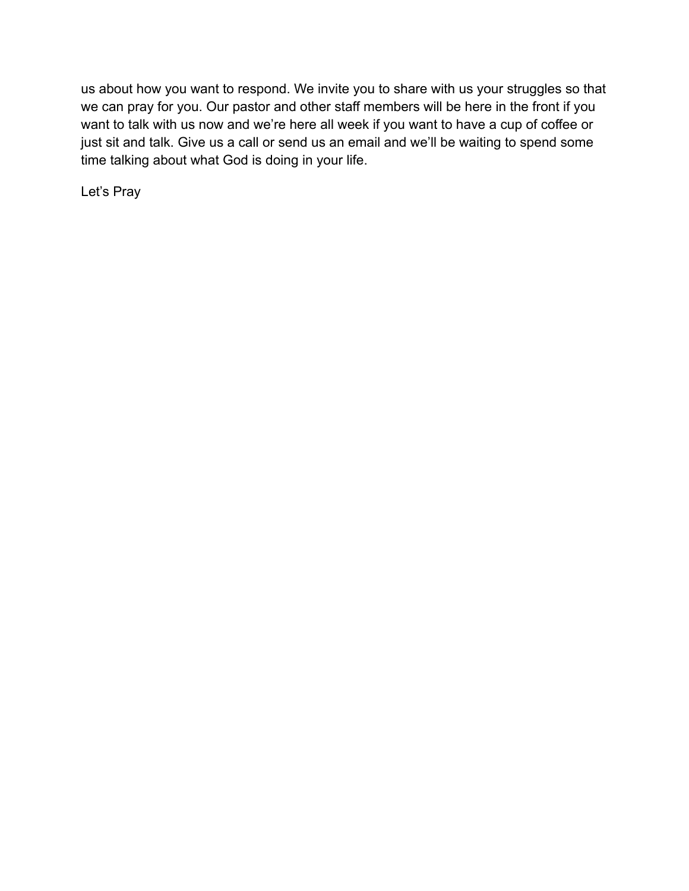us about how you want to respond. We invite you to share with us your struggles so that we can pray for you. Our pastor and other staff members will be here in the front if you want to talk with us now and we're here all week if you want to have a cup of coffee or just sit and talk. Give us a call or send us an email and we'll be waiting to spend some time talking about what God is doing in your life.

Let's Pray